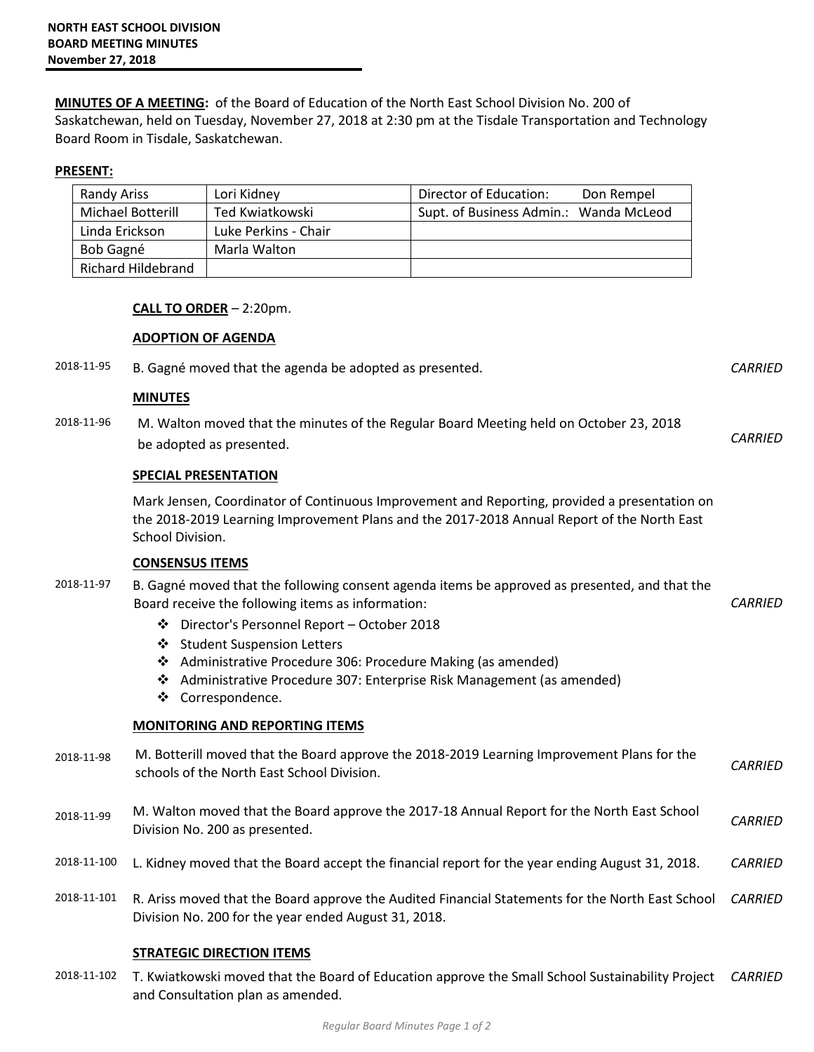**NORTH EAST SCHOOL DIVISION**
**BOARD MEETING MINUTES**
**November 27, 2018**

**MINUTES OF A MEETING:** of the Board of Education of the North East School Division No. 200 of Saskatchewan, held on Tuesday, November 27, 2018 at 2:30 pm at the Tisdale Transportation and Technology Board Room in Tisdale, Saskatchewan.

**PRESENT:**

| | | |
|---|---|---|
| Randy Ariss | Lori Kidney | Director of Education: Don Rempel |
| Michael Botterill | Ted Kwiatkowski | Supt. of Business Admin.: Wanda McLeod |
| Linda Erickson | Luke Perkins - Chair | |
| Bob Gagné | Marla Walton | |
| Richard Hildebrand | | |

**CALL TO ORDER** – 2:20pm.

**ADOPTION OF AGENDA**

2018-11-95 B. Gagné moved that the agenda be adopted as presented. *CARRIED*

**MINUTES**

2018-11-96 M. Walton moved that the minutes of the Regular Board Meeting held on October 23, 2018 be adopted as presented. *CARRIED*

**SPECIAL PRESENTATION**

Mark Jensen, Coordinator of Continuous Improvement and Reporting, provided a presentation on the 2018-2019 Learning Improvement Plans and the 2017-2018 Annual Report of the North East School Division.

**CONSENSUS ITEMS**

2018-11-97 B. Gagné moved that the following consent agenda items be approved as presented, and that the Board receive the following items as information: *CARRIED*

- Director's Personnel Report – October 2018
- Student Suspension Letters
- Administrative Procedure 306: Procedure Making (as amended)
- Administrative Procedure 307: Enterprise Risk Management (as amended)
- Correspondence.

**MONITORING AND REPORTING ITEMS**

2018-11-98 M. Botterill moved that the Board approve the 2018-2019 Learning Improvement Plans for the schools of the North East School Division. *CARRIED*

2018-11-99 M. Walton moved that the Board approve the 2017-18 Annual Report for the North East School Division No. 200 as presented. *CARRIED*

2018-11-100 L. Kidney moved that the Board accept the financial report for the year ending August 31, 2018. *CARRIED*

2018-11-101 R. Ariss moved that the Board approve the Audited Financial Statements for the North East School Division No. 200 for the year ended August 31, 2018. *CARRIED*

**STRATEGIC DIRECTION ITEMS**

2018-11-102 T. Kwiatkowski moved that the Board of Education approve the Small School Sustainability Project and Consultation plan as amended. *CARRIED*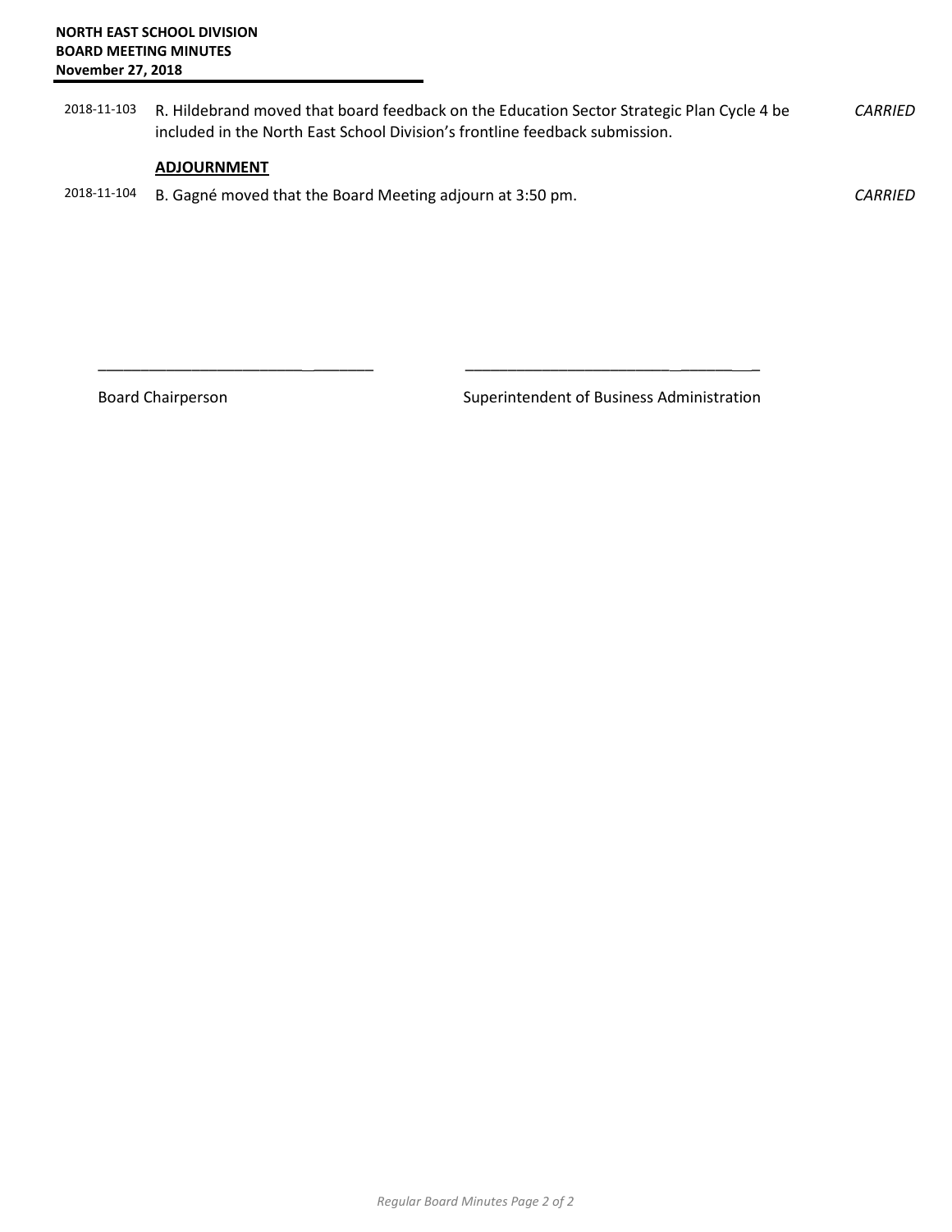2018-11-103 R. Hildebrand moved that board feedback on the Education Sector Strategic Plan Cycle 4 be included in the North East School Division's frontline feedback submission. *CARRIED*

**ADJOURNMENT**

2018-11-104 B. Gagné moved that the Board Meeting adjourn at 3:50 pm. *CARRIED*

________________________________ ________________________________

Board Chairperson Superintendent of Business Administration